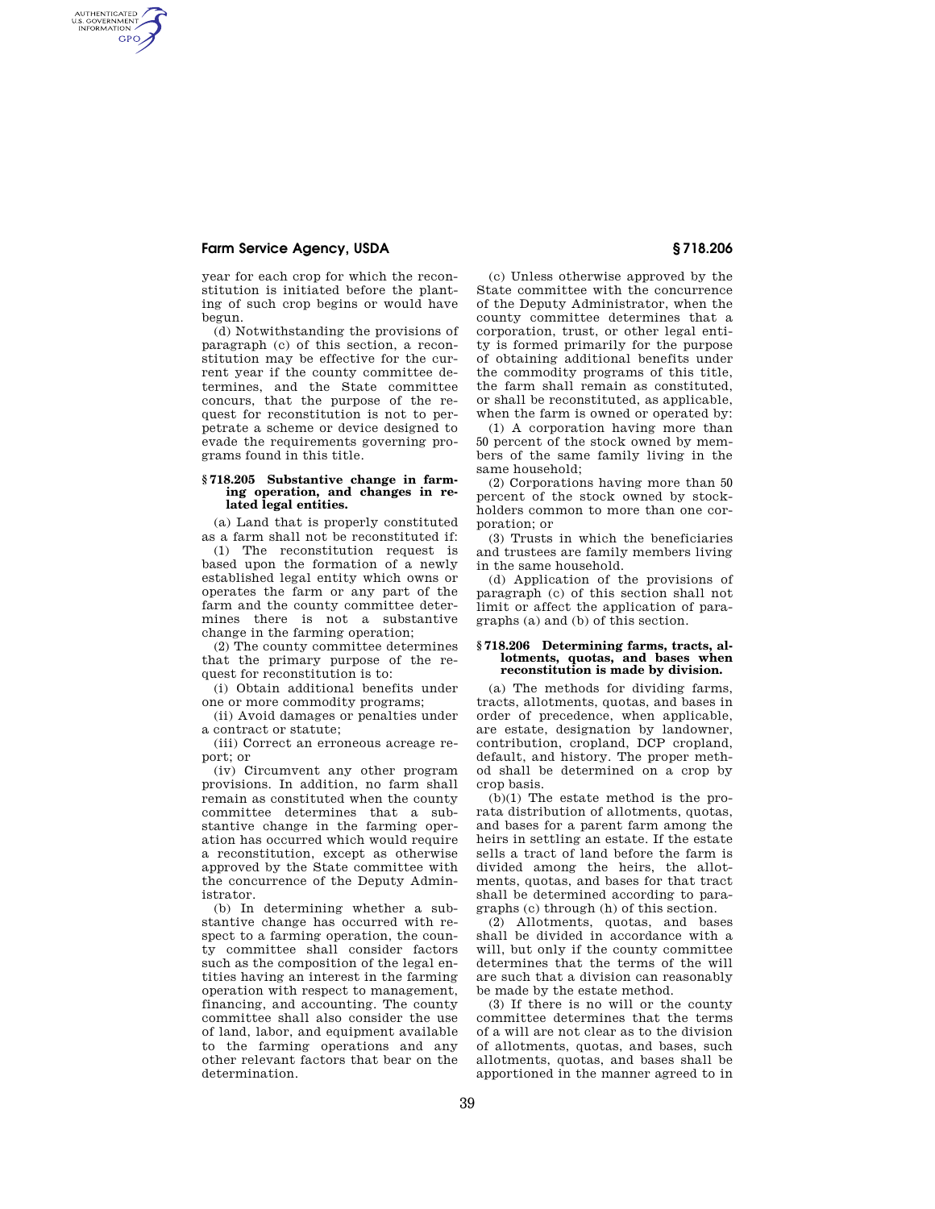year for each crop for which the reconstitution is initiated before the planting of such crop begins or would have begun.

(d) Notwithstanding the provisions of paragraph (c) of this section, a reconstitution may be effective for the current year if the county committee determines, and the State committee concurs, that the purpose of the request for reconstitution is not to perpetrate a scheme or device designed to evade the requirements governing programs found in this title.

### § 718.205 Substantive change in farming operation, and changes in related legal entities.

(a) Land that is properly constituted as a farm shall not be reconstituted if:

(1) The reconstitution request is based upon the formation of a newly established legal entity which owns or operates the farm or any part of the farm and the county committee determines there is not a substantive change in the farming operation;

(2) The county committee determines that the primary purpose of the request for reconstitution is to:

(i) Obtain additional benefits under one or more commodity programs;

(ii) Avoid damages or penalties under a contract or statute;

(iii) Correct an erroneous acreage report; or

(iv) Circumvent any other program provisions. In addition, no farm shall remain as constituted when the county committee determines that a substantive change in the farming operation has occurred which would require a reconstitution, except as otherwise approved by the State committee with the concurrence of the Deputy Administrator.

(b) In determining whether a substantive change has occurred with respect to a farming operation, the county committee shall consider factors such as the composition of the legal entities having an interest in the farming operation with respect to management, financing, and accounting. The county committee shall also consider the use of land, labor, and equipment available to the farming operations and any other relevant factors that bear on the determination.

(c) Unless otherwise approved by the State committee with the concurrence of the Deputy Administrator, when the county committee determines that a corporation, trust, or other legal entity is formed primarily for the purpose of obtaining additional benefits under the commodity programs of this title, the farm shall remain as constituted, or shall be reconstituted, as applicable, when the farm is owned or operated by:

(1) A corporation having more than 50 percent of the stock owned by members of the same family living in the same household;

(2) Corporations having more than 50 percent of the stock owned by stockholders common to more than one corporation; or

(3) Trusts in which the beneficiaries and trustees are family members living in the same household.

(d) Application of the provisions of paragraph (c) of this section shall not limit or affect the application of paragraphs (a) and (b) of this section.

### § 718.206 Determining farms, tracts, allotments, quotas, and bases when reconstitution is made by division.

(a) The methods for dividing farms, tracts, allotments, quotas, and bases in order of precedence, when applicable, are estate, designation by landowner, contribution, cropland, DCP cropland, default, and history. The proper method shall be determined on a crop by crop basis.

(b)(1) The estate method is the pro-rata distribution of allotments, quotas, and bases for a parent farm among the heirs in settling an estate. If the estate sells a tract of land before the farm is divided among the heirs, the allotments, quotas, and bases for that tract shall be determined according to paragraphs (c) through (h) of this section.

(2) Allotments, quotas, and bases shall be divided in accordance with a will, but only if the county committee determines that the terms of the will are such that a division can reasonably be made by the estate method.

(3) If there is no will or the county committee determines that the terms of a will are not clear as to the division of allotments, quotas, and bases, such allotments, quotas, and bases shall be apportioned in the manner agreed to in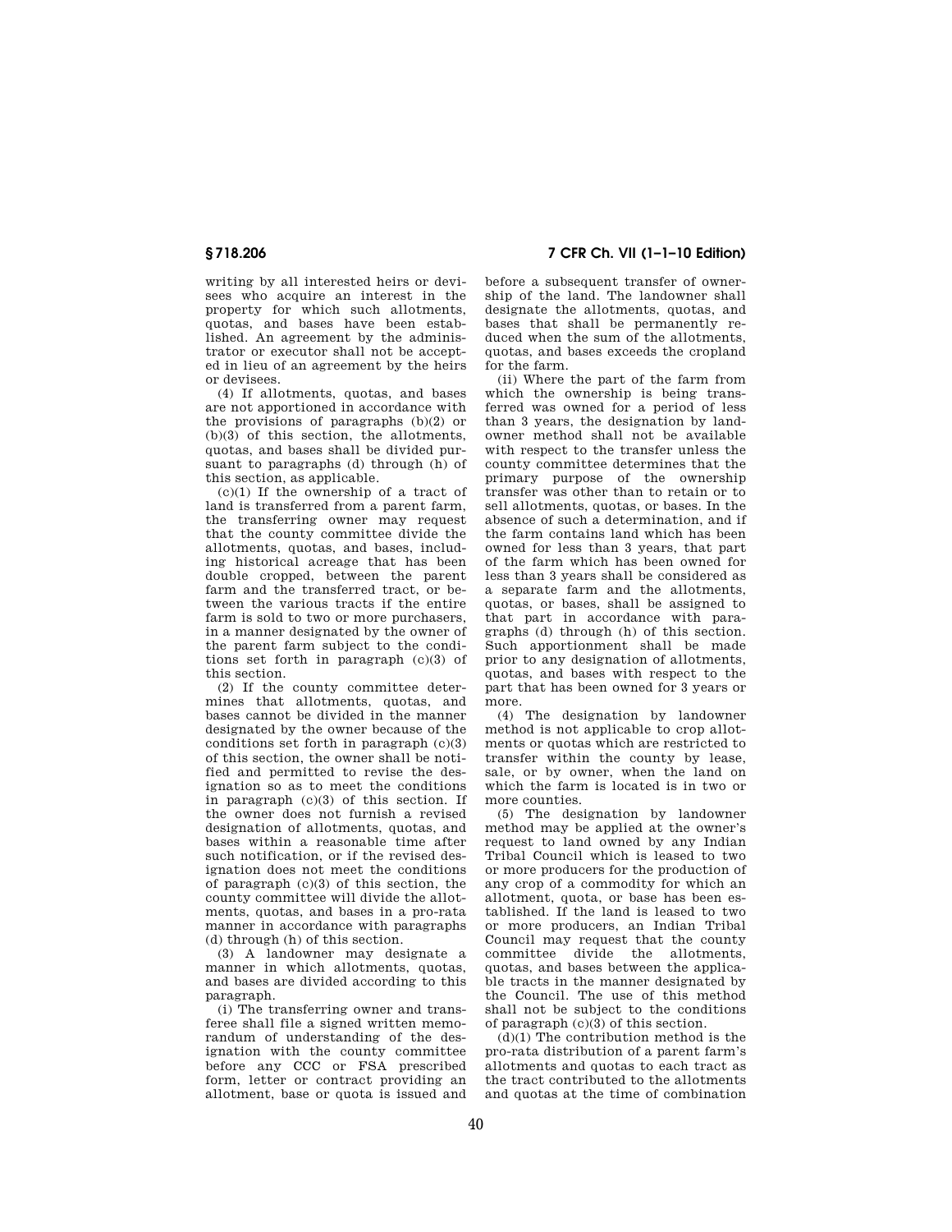writing by all interested heirs or devisees who acquire an interest in the property for which such allotments, quotas, and bases have been established. An agreement by the administrator or executor shall not be accepted in lieu of an agreement by the heirs or devisees.

(4) If allotments, quotas, and bases are not apportioned in accordance with the provisions of paragraphs (b)(2) or (b)(3) of this section, the allotments, quotas, and bases shall be divided pursuant to paragraphs (d) through (h) of this section, as applicable.

(c)(1) If the ownership of a tract of land is transferred from a parent farm, the transferring owner may request that the county committee divide the allotments, quotas, and bases, including historical acreage that has been double cropped, between the parent farm and the transferred tract, or between the various tracts if the entire farm is sold to two or more purchasers, in a manner designated by the owner of the parent farm subject to the conditions set forth in paragraph (c)(3) of this section.

(2) If the county committee determines that allotments, quotas, and bases cannot be divided in the manner designated by the owner because of the conditions set forth in paragraph (c)(3) of this section, the owner shall be notified and permitted to revise the designation so as to meet the conditions in paragraph (c)(3) of this section. If the owner does not furnish a revised designation of allotments, quotas, and bases within a reasonable time after such notification, or if the revised designation does not meet the conditions of paragraph (c)(3) of this section, the county committee will divide the allotments, quotas, and bases in a pro-rata manner in accordance with paragraphs (d) through (h) of this section.

(3) A landowner may designate a manner in which allotments, quotas, and bases are divided according to this paragraph.

(i) The transferring owner and transferee shall file a signed written memorandum of understanding of the designation with the county committee before any CCC or FSA prescribed form, letter or contract providing an allotment, base or quota is issued and before a subsequent transfer of ownership of the land. The landowner shall designate the allotments, quotas, and bases that shall be permanently reduced when the sum of the allotments, quotas, and bases exceeds the cropland for the farm.

(ii) Where the part of the farm from which the ownership is being transferred was owned for a period of less than 3 years, the designation by landowner method shall not be available with respect to the transfer unless the county committee determines that the primary purpose of the ownership transfer was other than to retain or to sell allotments, quotas, or bases. In the absence of such a determination, and if the farm contains land which has been owned for less than 3 years, that part of the farm which has been owned for less than 3 years shall be considered as a separate farm and the allotments, quotas, or bases, shall be assigned to that part in accordance with paragraphs (d) through (h) of this section. Such apportionment shall be made prior to any designation of allotments, quotas, and bases with respect to the part that has been owned for 3 years or more.

(4) The designation by landowner method is not applicable to crop allotments or quotas which are restricted to transfer within the county by lease, sale, or by owner, when the land on which the farm is located is in two or more counties.

(5) The designation by landowner method may be applied at the owner's request to land owned by any Indian Tribal Council which is leased to two or more producers for the production of any crop of a commodity for which an allotment, quota, or base has been established. If the land is leased to two or more producers, an Indian Tribal Council may request that the county committee divide the allotments, quotas, and bases between the applicable tracts in the manner designated by the Council. The use of this method shall not be subject to the conditions of paragraph (c)(3) of this section.

(d)(1) The contribution method is the pro-rata distribution of a parent farm's allotments and quotas to each tract as the tract contributed to the allotments and quotas at the time of combination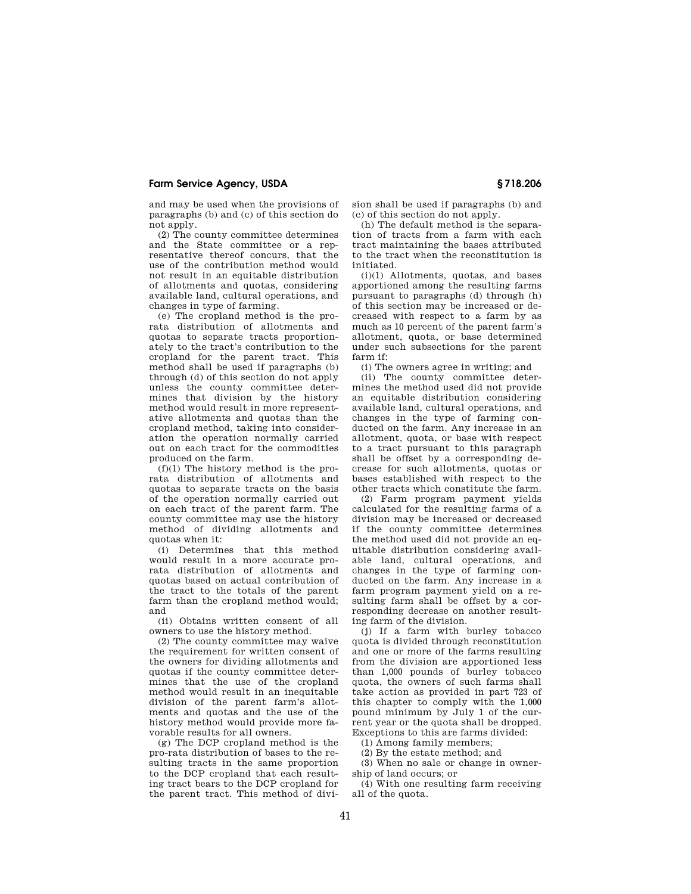and may be used when the provisions of paragraphs (b) and (c) of this section do not apply.

(2) The county committee determines and the State committee or a representative thereof concurs, that the use of the contribution method would not result in an equitable distribution of allotments and quotas, considering available land, cultural operations, and changes in type of farming.

(e) The cropland method is the pro-rata distribution of allotments and quotas to separate tracts proportionately to the tract's contribution to the cropland for the parent tract. This method shall be used if paragraphs (b) through (d) of this section do not apply unless the county committee determines that division by the history method would result in more representative allotments and quotas than the cropland method, taking into consideration the operation normally carried out on each tract for the commodities produced on the farm.

(f)(1) The history method is the pro-rata distribution of allotments and quotas to separate tracts on the basis of the operation normally carried out on each tract of the parent farm. The county committee may use the history method of dividing allotments and quotas when it:

(i) Determines that this method would result in a more accurate pro-rata distribution of allotments and quotas based on actual contribution of the tract to the totals of the parent farm than the cropland method would; and

(ii) Obtains written consent of all owners to use the history method.

(2) The county committee may waive the requirement for written consent of the owners for dividing allotments and quotas if the county committee determines that the use of the cropland method would result in an inequitable division of the parent farm's allotments and quotas and the use of the history method would provide more favorable results for all owners.

(g) The DCP cropland method is the pro-rata distribution of bases to the resulting tracts in the same proportion to the DCP cropland that each resulting tract bears to the DCP cropland for the parent tract. This method of division shall be used if paragraphs (b) and (c) of this section do not apply.

(h) The default method is the separation of tracts from a farm with each tract maintaining the bases attributed to the tract when the reconstitution is initiated.

(i)(1) Allotments, quotas, and bases apportioned among the resulting farms pursuant to paragraphs (d) through (h) of this section may be increased or decreased with respect to a farm by as much as 10 percent of the parent farm's allotment, quota, or base determined under such subsections for the parent farm if:

(i) The owners agree in writing; and

(ii) The county committee determines the method used did not provide an equitable distribution considering available land, cultural operations, and changes in the type of farming conducted on the farm. Any increase in an allotment, quota, or base with respect to a tract pursuant to this paragraph shall be offset by a corresponding decrease for such allotments, quotas or bases established with respect to the other tracts which constitute the farm.

(2) Farm program payment yields calculated for the resulting farms of a division may be increased or decreased if the county committee determines the method used did not provide an equitable distribution considering available land, cultural operations, and changes in the type of farming conducted on the farm. Any increase in a farm program payment yield on a resulting farm shall be offset by a corresponding decrease on another resulting farm of the division.

(j) If a farm with burley tobacco quota is divided through reconstitution and one or more of the farms resulting from the division are apportioned less than 1,000 pounds of burley tobacco quota, the owners of such farms shall take action as provided in part 723 of this chapter to comply with the 1,000 pound minimum by July 1 of the current year or the quota shall be dropped. Exceptions to this are farms divided:

(1) Among family members;

(2) By the estate method; and

(3) When no sale or change in ownership of land occurs; or

(4) With one resulting farm receiving all of the quota.